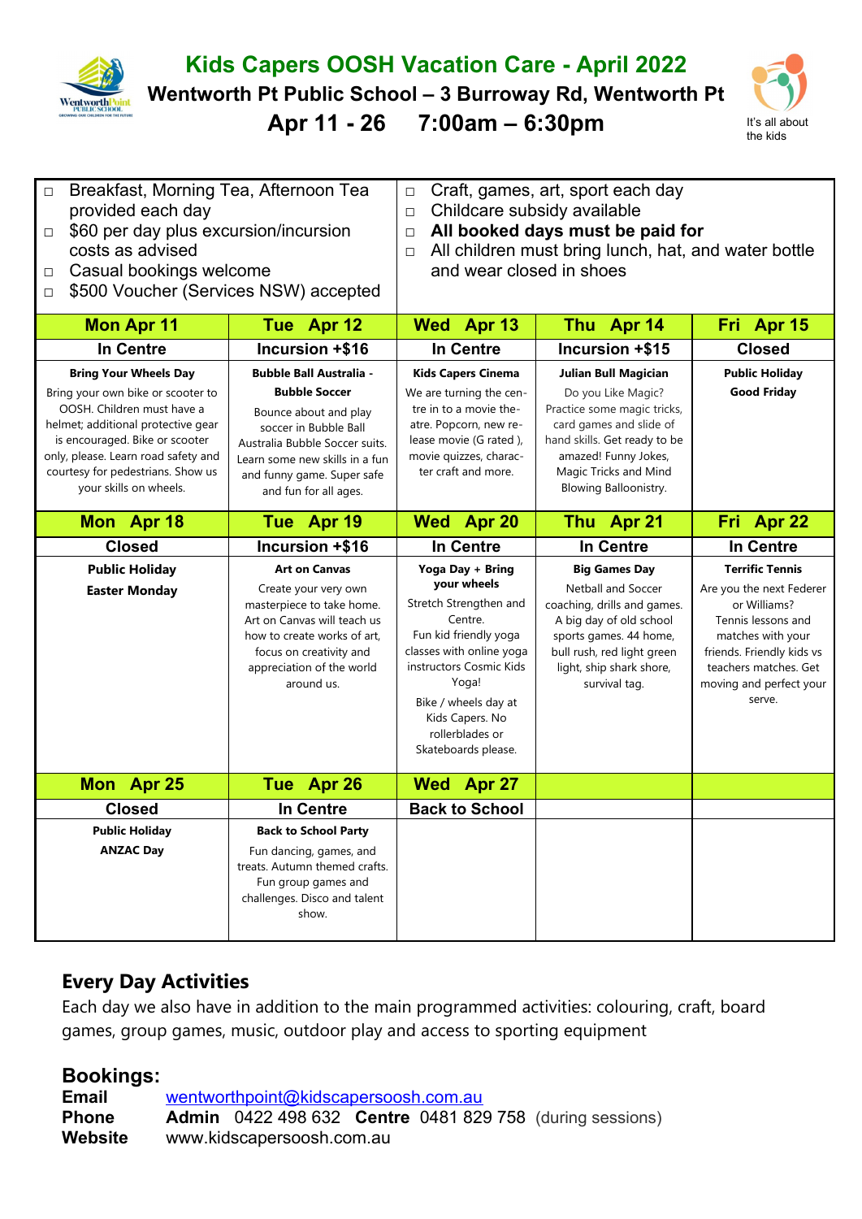# Kids Capers OOSH Vacation Care - April 2022

## Wentworth Pt Public School – 3 Burroway Rd, Wentworth Pt

## Apr 11 - 26  7:00am – 6:30pm

It's all about the kids

- Breakfast, Morning Tea, Afternoon Tea provided each day
- $60 per day plus excursion/incursion costs as advised
- Casual bookings welcome
- $500 Voucher (Services NSW) accepted
- Craft, games, art, sport each day
- Childcare subsidy available
- **All booked days must be paid for**
- All children must bring lunch, hat, and water bottle and wear closed in shoes

| Mon Apr 11 | Tue Apr 12 | Wed Apr 13 | Thu Apr 14 | Fri Apr 15 |
|---|---|---|---|---|
| **In Centre** | **Incursion +$16** | **In Centre** | **Incursion +$15** | **Closed** |
| **Bring Your Wheels Day**<br>Bring your own bike or scooter to OOSH. Children must have a helmet; additional protective gear is encouraged. Bike or scooter only, please. Learn road safety and courtesy for pedestrians. Show us your skills on wheels. | **Bubble Ball Australia - Bubble Soccer**<br>Bounce about and play soccer in Bubble Ball Australia Bubble Soccer suits. Learn some new skills in a fun and funny game. Super safe and fun for all ages. | **Kids Capers Cinema**<br>We are turning the centre in to a movie theatre. Popcorn, new release movie (G rated ), movie quizzes, character craft and more. | **Julian Bull Magician**<br>Do you Like Magic? Practice some magic tricks, card games and slide of hand skills. Get ready to be amazed! Funny Jokes, Magic Tricks and Mind Blowing Balloonistry. | **Public Holiday**<br>**Good Friday** |
| **Mon Apr 18** | **Tue Apr 19** | **Wed Apr 20** | **Thu Apr 21** | **Fri Apr 22** |
| **Closed** | **Incursion +$16** | **In Centre** | **In Centre** | **In Centre** |
| **Public Holiday**<br>**Easter Monday** | **Art on Canvas**<br>Create your very own masterpiece to take home. Art on Canvas will teach us how to create works of art, focus on creativity and appreciation of the world around us. | **Yoga Day + Bring your wheels**<br>Stretch Strengthen and Centre.<br>Fun kid friendly yoga classes with online yoga instructors Cosmic Kids Yoga!<br>Bike / wheels day at Kids Capers. No rollerblades or Skateboards please. | **Big Games Day**<br>Netball and Soccer coaching, drills and games. A big day of old school sports games. 44 home, bull rush, red light green light, ship shark shore, survival tag. | **Terrific Tennis**<br>Are you the next Federer or Williams? Tennis lessons and matches with your friends. Friendly kids vs teachers matches. Get moving and perfect your serve. |
| **Mon Apr 25** | **Tue Apr 26** | **Wed Apr 27** | | |
| **Closed** | **In Centre** | **Back to School** | | |
| **Public Holiday**<br>**ANZAC Day** | **Back to School Party**<br>Fun dancing, games, and treats. Autumn themed crafts. Fun group games and challenges. Disco and talent show. | | | |

## Every Day Activities

Each day we also have in addition to the main programmed activities: colouring, craft, board games, group games, music, outdoor play and access to sporting equipment

## Bookings:

**Email** wentworthpoint@kidscapersoosh.com.au
**Phone** **Admin** 0422 498 632 **Centre** 0481 829 758 (during sessions)
**Website** www.kidscapersoosh.com.au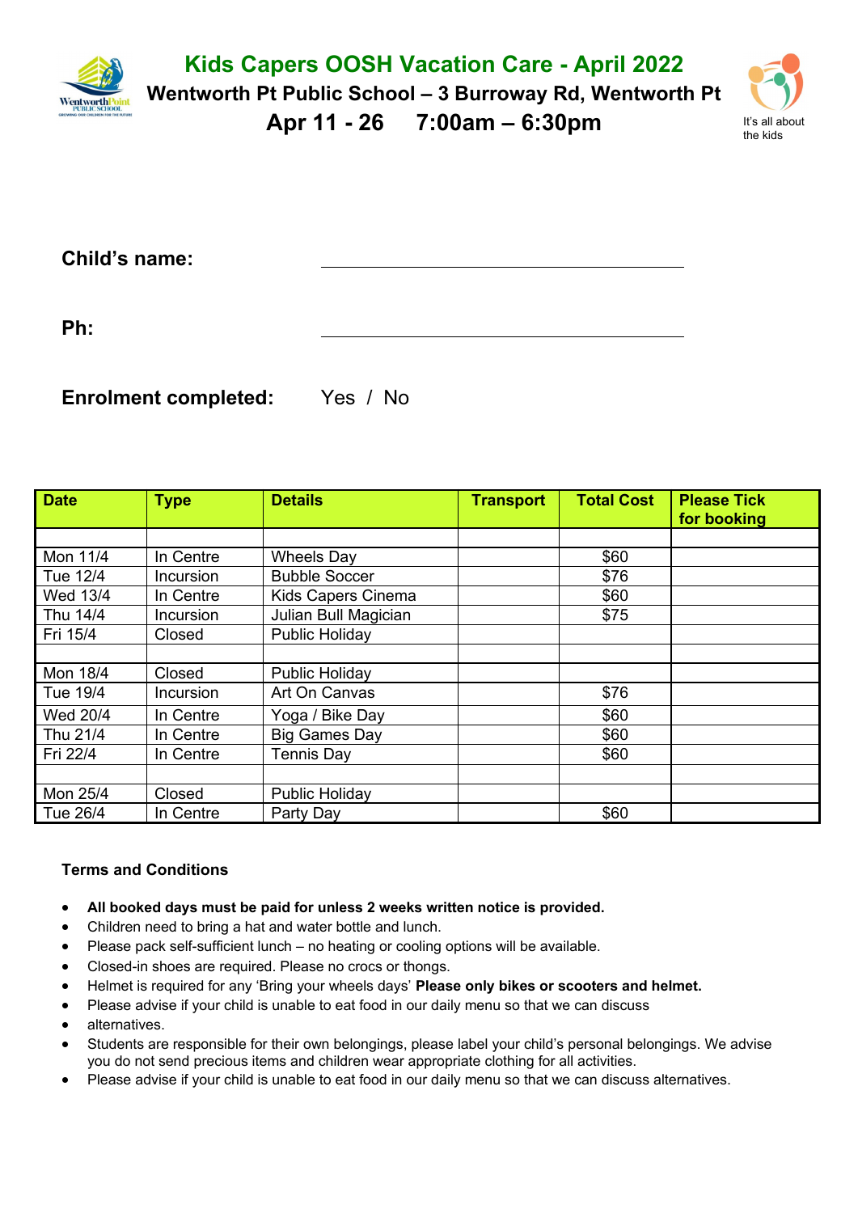# Kids Capers OOSH Vacation Care - April 2022

## Wentworth Pt Public School – 3 Burroway Rd, Wentworth Pt

## Apr 11 - 26 7:00am – 6:30pm

It's all about the kids

**Child's name:** ______________________

**Ph:** ______________________

**Enrolment completed:** Yes / No

| Date | Type | Details | Transport | Total Cost | Please Tick for booking |
|---|---|---|---|---|---|
| | | | | | |
| Mon 11/4 | In Centre | Wheels Day | | $60 | |
| Tue 12/4 | Incursion | Bubble Soccer | | $76 | |
| Wed 13/4 | In Centre | Kids Capers Cinema | | $60 | |
| Thu 14/4 | Incursion | Julian Bull Magician | | $75 | |
| Fri 15/4 | Closed | Public Holiday | | | |
| | | | | | |
| Mon 18/4 | Closed | Public Holiday | | | |
| Tue 19/4 | Incursion | Art On Canvas | | $76 | |
| Wed 20/4 | In Centre | Yoga / Bike Day | | $60 | |
| Thu 21/4 | In Centre | Big Games Day | | $60 | |
| Fri 22/4 | In Centre | Tennis Day | | $60 | |
| | | | | | |
| Mon 25/4 | Closed | Public Holiday | | | |
| Tue 26/4 | In Centre | Party Day | | $60 | |

**Terms and Conditions**

- **All booked days must be paid for unless 2 weeks written notice is provided.**
- Children need to bring a hat and water bottle and lunch.
- Please pack self-sufficient lunch – no heating or cooling options will be available.
- Closed-in shoes are required. Please no crocs or thongs.
- Helmet is required for any 'Bring your wheels days' **Please only bikes or scooters and helmet.**
- Please advise if your child is unable to eat food in our daily menu so that we can discuss
- alternatives.
- Students are responsible for their own belongings, please label your child's personal belongings. We advise you do not send precious items and children wear appropriate clothing for all activities.
- Please advise if your child is unable to eat food in our daily menu so that we can discuss alternatives.